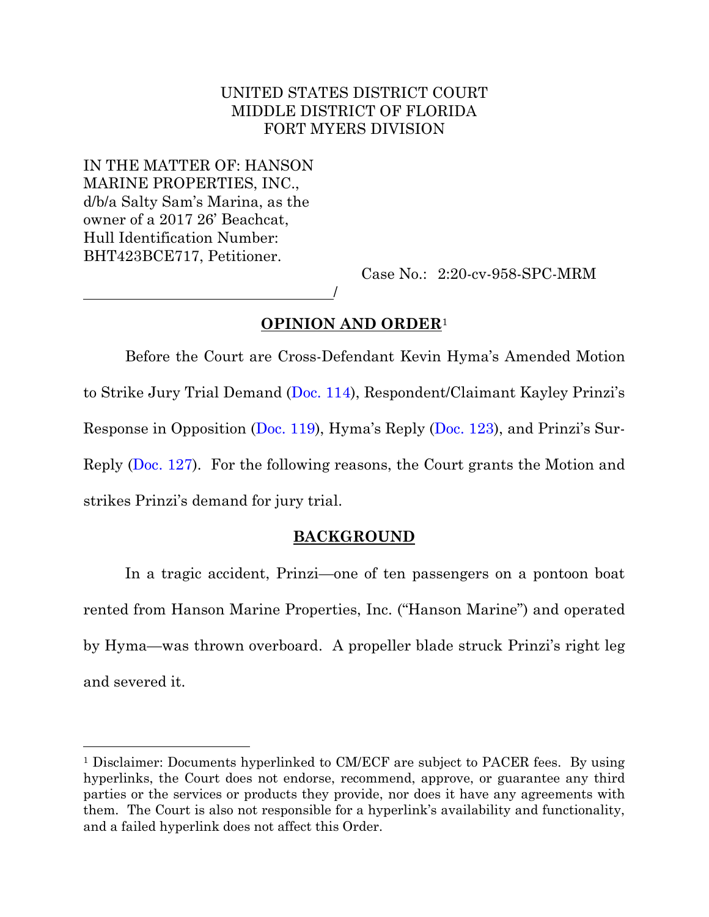UNITED STATES DISTRICT COURT
MIDDLE DISTRICT OF FLORIDA
FORT MYERS DIVISION

IN THE MATTER OF: HANSON MARINE PROPERTIES, INC., d/b/a Salty Sam's Marina, as the owner of a 2017 26' Beachcat, Hull Identification Number: BHT423BCE717, Petitioner.

Case No.: 2:20-cv-958-SPC-MRM

\_\_\_\_\_\_\_\_\_\_\_\_\_\_\_\_\_\_\_\_\_\_\_\_\_\_\_\_\_\_\_\_\_\_/

## **OPINION AND ORDER**[1]

Before the Court are Cross-Defendant Kevin Hyma's Amended Motion to Strike Jury Trial Demand (Doc. 114), Respondent/Claimant Kayley Prinzi's Response in Opposition (Doc. 119), Hyma's Reply (Doc. 123), and Prinzi's Sur-Reply (Doc. 127). For the following reasons, the Court grants the Motion and strikes Prinzi's demand for jury trial.

## **BACKGROUND**

In a tragic accident, Prinzi—one of ten passengers on a pontoon boat rented from Hanson Marine Properties, Inc. ("Hanson Marine") and operated by Hyma—was thrown overboard. A propeller blade struck Prinzi's right leg and severed it.

---

[1] Disclaimer: Documents hyperlinked to CM/ECF are subject to PACER fees. By using hyperlinks, the Court does not endorse, recommend, approve, or guarantee any third parties or the services or products they provide, nor does it have any agreements with them. The Court is also not responsible for a hyperlink's availability and functionality, and a failed hyperlink does not affect this Order.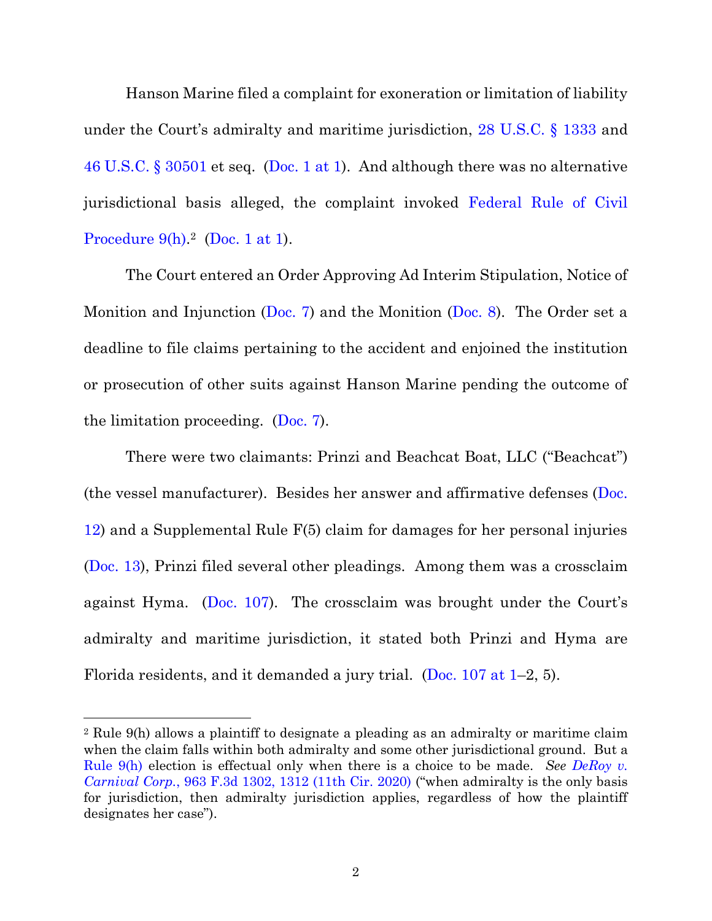Hanson Marine filed a complaint for exoneration or limitation of liability under the Court's admiralty and maritime jurisdiction, 28 U.S.C. § 1333 and 46 U.S.C. § 30501 et seq. (Doc. 1 at 1). And although there was no alternative jurisdictional basis alleged, the complaint invoked Federal Rule of Civil Procedure 9(h).[2] (Doc. 1 at 1).

The Court entered an Order Approving Ad Interim Stipulation, Notice of Monition and Injunction (Doc. 7) and the Monition (Doc. 8). The Order set a deadline to file claims pertaining to the accident and enjoined the institution or prosecution of other suits against Hanson Marine pending the outcome of the limitation proceeding. (Doc. 7).

There were two claimants: Prinzi and Beachcat Boat, LLC ("Beachcat") (the vessel manufacturer). Besides her answer and affirmative defenses (Doc. 12) and a Supplemental Rule F(5) claim for damages for her personal injuries (Doc. 13), Prinzi filed several other pleadings. Among them was a crossclaim against Hyma. (Doc. 107). The crossclaim was brought under the Court's admiralty and maritime jurisdiction, it stated both Prinzi and Hyma are Florida residents, and it demanded a jury trial. (Doc. 107 at 1–2, 5).

---

[2] Rule 9(h) allows a plaintiff to designate a pleading as an admiralty or maritime claim when the claim falls within both admiralty and some other jurisdictional ground. But a Rule 9(h) election is effectual only when there is a choice to be made. *See DeRoy v. Carnival Corp.*, 963 F.3d 1302, 1312 (11th Cir. 2020) ("when admiralty is the only basis for jurisdiction, then admiralty jurisdiction applies, regardless of how the plaintiff designates her case").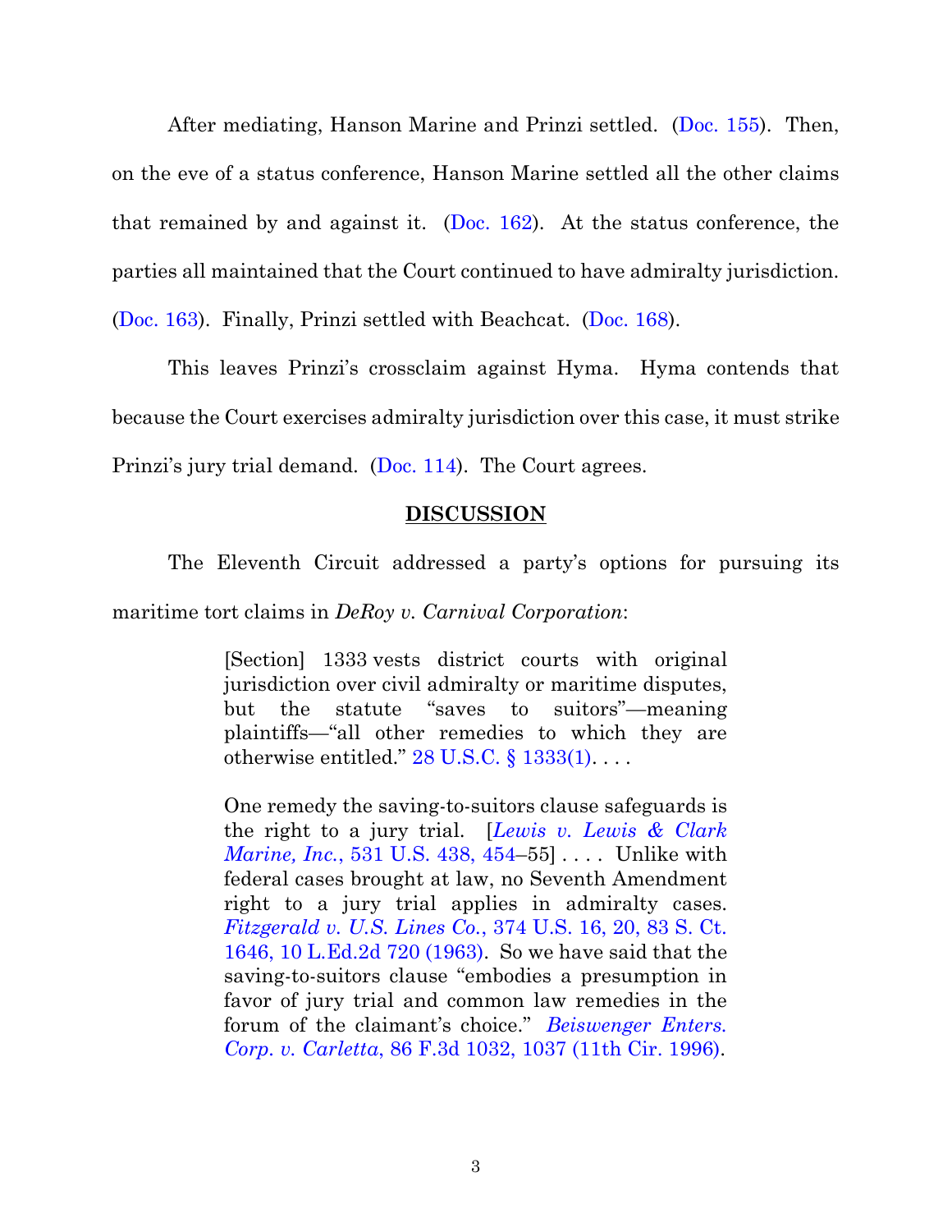After mediating, Hanson Marine and Prinzi settled. (Doc. 155). Then, on the eve of a status conference, Hanson Marine settled all the other claims that remained by and against it. (Doc. 162). At the status conference, the parties all maintained that the Court continued to have admiralty jurisdiction. (Doc. 163). Finally, Prinzi settled with Beachcat. (Doc. 168).

This leaves Prinzi's crossclaim against Hyma. Hyma contends that because the Court exercises admiralty jurisdiction over this case, it must strike Prinzi's jury trial demand. (Doc. 114). The Court agrees.

## DISCUSSION

The Eleventh Circuit addressed a party's options for pursuing its maritime tort claims in *DeRoy v. Carnival Corporation*:

> [Section] 1333 vests district courts with original jurisdiction over civil admiralty or maritime disputes, but the statute "saves to suitors"—meaning plaintiffs—"all other remedies to which they are otherwise entitled." 28 U.S.C. § 1333(1). . . .
>
> One remedy the saving-to-suitors clause safeguards is the right to a jury trial. [*Lewis v. Lewis & Clark Marine, Inc.*, 531 U.S. 438, 454–55] . . . . Unlike with federal cases brought at law, no Seventh Amendment right to a jury trial applies in admiralty cases. *Fitzgerald v. U.S. Lines Co.*, 374 U.S. 16, 20, 83 S. Ct. 1646, 10 L.Ed.2d 720 (1963). So we have said that the saving-to-suitors clause "embodies a presumption in favor of jury trial and common law remedies in the forum of the claimant's choice." *Beiswenger Enters. Corp. v. Carletta*, 86 F.3d 1032, 1037 (11th Cir. 1996).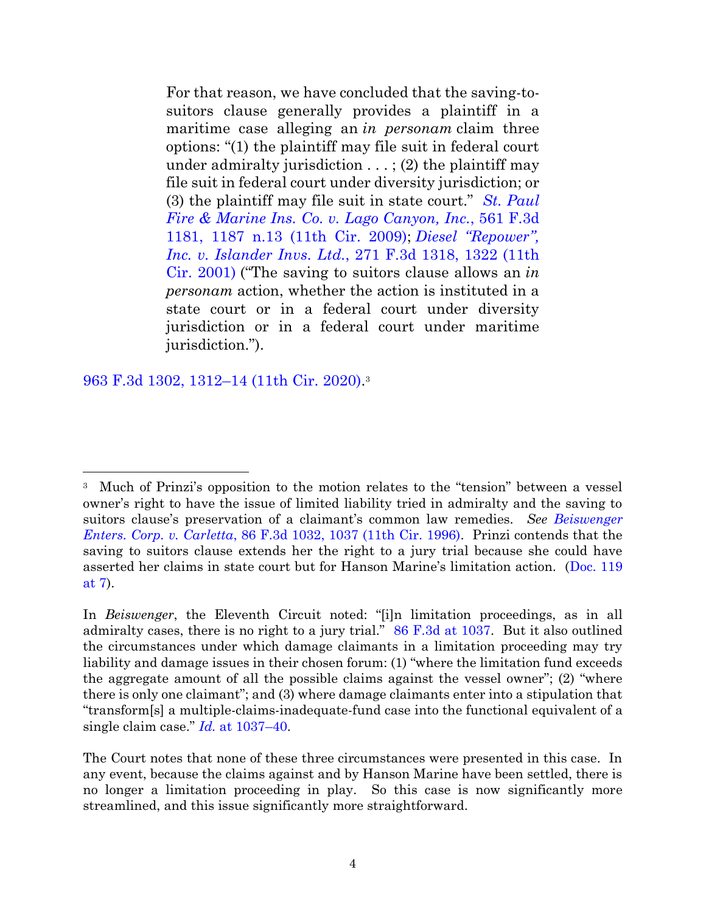> For that reason, we have concluded that the saving-to-suitors clause generally provides a plaintiff in a maritime case alleging an *in personam* claim three options: "(1) the plaintiff may file suit in federal court under admiralty jurisdiction . . . ; (2) the plaintiff may file suit in federal court under diversity jurisdiction; or (3) the plaintiff may file suit in state court." *St. Paul Fire & Marine Ins. Co. v. Lago Canyon, Inc.*, 561 F.3d 1181, 1187 n.13 (11th Cir. 2009); *Diesel "Repower", Inc. v. Islander Invs. Ltd.*, 271 F.3d 1318, 1322 (11th Cir. 2001) ("The saving to suitors clause allows an *in personam* action, whether the action is instituted in a state court or in a federal court under diversity jurisdiction or in a federal court under maritime jurisdiction.").

963 F.3d 1302, 1312–14 (11th Cir. 2020).[3]

---

[3] Much of Prinzi's opposition to the motion relates to the "tension" between a vessel owner's right to have the issue of limited liability tried in admiralty and the saving to suitors clause's preservation of a claimant's common law remedies. *See Beiswenger Enters. Corp. v. Carletta*, 86 F.3d 1032, 1037 (11th Cir. 1996). Prinzi contends that the saving to suitors clause extends her the right to a jury trial because she could have asserted her claims in state court but for Hanson Marine's limitation action. (Doc. 119 at 7).

In *Beiswenger*, the Eleventh Circuit noted: "[i]n limitation proceedings, as in all admiralty cases, there is no right to a jury trial." 86 F.3d at 1037. But it also outlined the circumstances under which damage claimants in a limitation proceeding may try liability and damage issues in their chosen forum: (1) "where the limitation fund exceeds the aggregate amount of all the possible claims against the vessel owner"; (2) "where there is only one claimant"; and (3) where damage claimants enter into a stipulation that "transform[s] a multiple-claims-inadequate-fund case into the functional equivalent of a single claim case." *Id.* at 1037–40.

The Court notes that none of these three circumstances were presented in this case. In any event, because the claims against and by Hanson Marine have been settled, there is no longer a limitation proceeding in play. So this case is now significantly more streamlined, and this issue significantly more straightforward.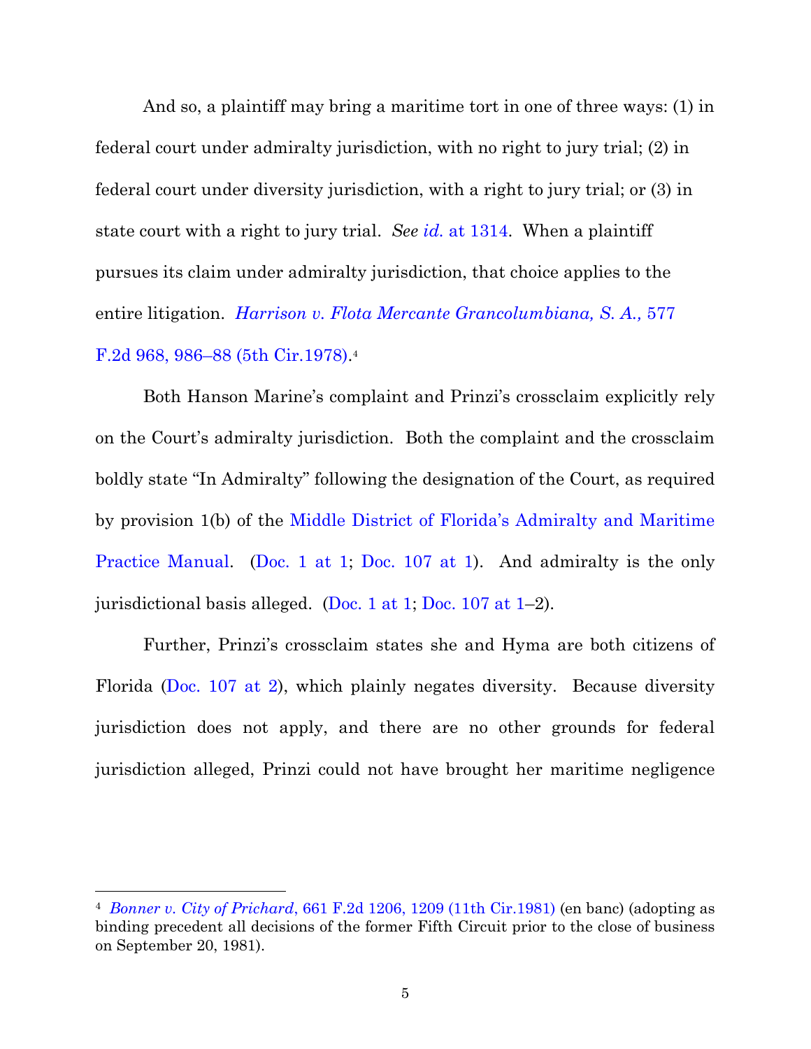And so, a plaintiff may bring a maritime tort in one of three ways: (1) in federal court under admiralty jurisdiction, with no right to jury trial; (2) in federal court under diversity jurisdiction, with a right to jury trial; or (3) in state court with a right to jury trial. *See id.* at 1314. When a plaintiff pursues its claim under admiralty jurisdiction, that choice applies to the entire litigation. *Harrison v. Flota Mercante Grancolumbiana, S. A.*, 577 F.2d 968, 986–88 (5th Cir.1978).[4]

Both Hanson Marine's complaint and Prinzi's crossclaim explicitly rely on the Court's admiralty jurisdiction. Both the complaint and the crossclaim boldly state "In Admiralty" following the designation of the Court, as required by provision 1(b) of the Middle District of Florida's Admiralty and Maritime Practice Manual. (Doc. 1 at 1; Doc. 107 at 1). And admiralty is the only jurisdictional basis alleged. (Doc. 1 at 1; Doc. 107 at 1–2).

Further, Prinzi's crossclaim states she and Hyma are both citizens of Florida (Doc. 107 at 2), which plainly negates diversity. Because diversity jurisdiction does not apply, and there are no other grounds for federal jurisdiction alleged, Prinzi could not have brought her maritime negligence

---

[4] *Bonner v. City of Prichard*, 661 F.2d 1206, 1209 (11th Cir.1981) (en banc) (adopting as binding precedent all decisions of the former Fifth Circuit prior to the close of business on September 20, 1981).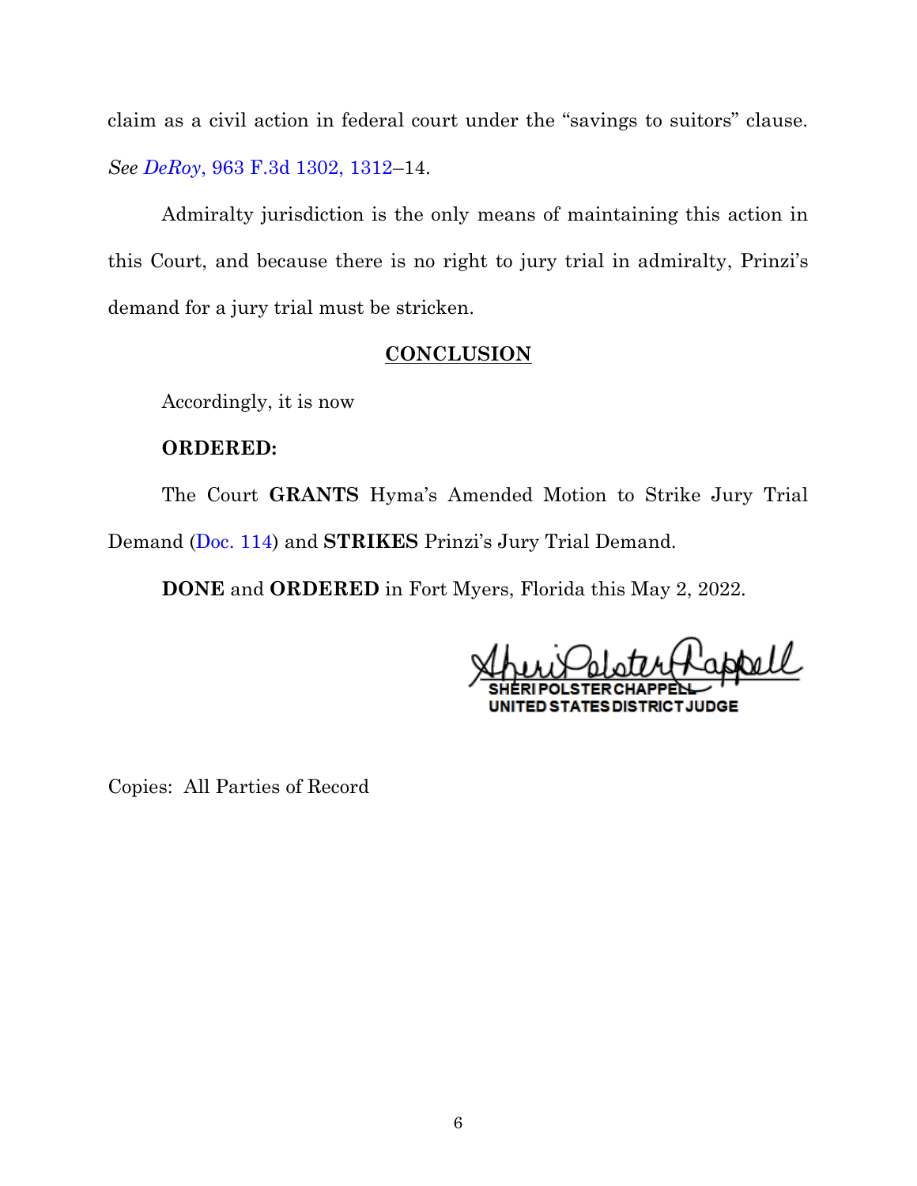claim as a civil action in federal court under the "savings to suitors" clause. *See DeRoy*, 963 F.3d 1302, 1312–14.

Admiralty jurisdiction is the only means of maintaining this action in this Court, and because there is no right to jury trial in admiralty, Prinzi's demand for a jury trial must be stricken.

## CONCLUSION

Accordingly, it is now

**ORDERED:**

The Court **GRANTS** Hyma's Amended Motion to Strike Jury Trial Demand (Doc. 114) and **STRIKES** Prinzi's Jury Trial Demand.

**DONE** and **ORDERED** in Fort Myers, Florida this May 2, 2022.

SHERI POLSTER CHAPPELL
UNITED STATES DISTRICT JUDGE

Copies: All Parties of Record